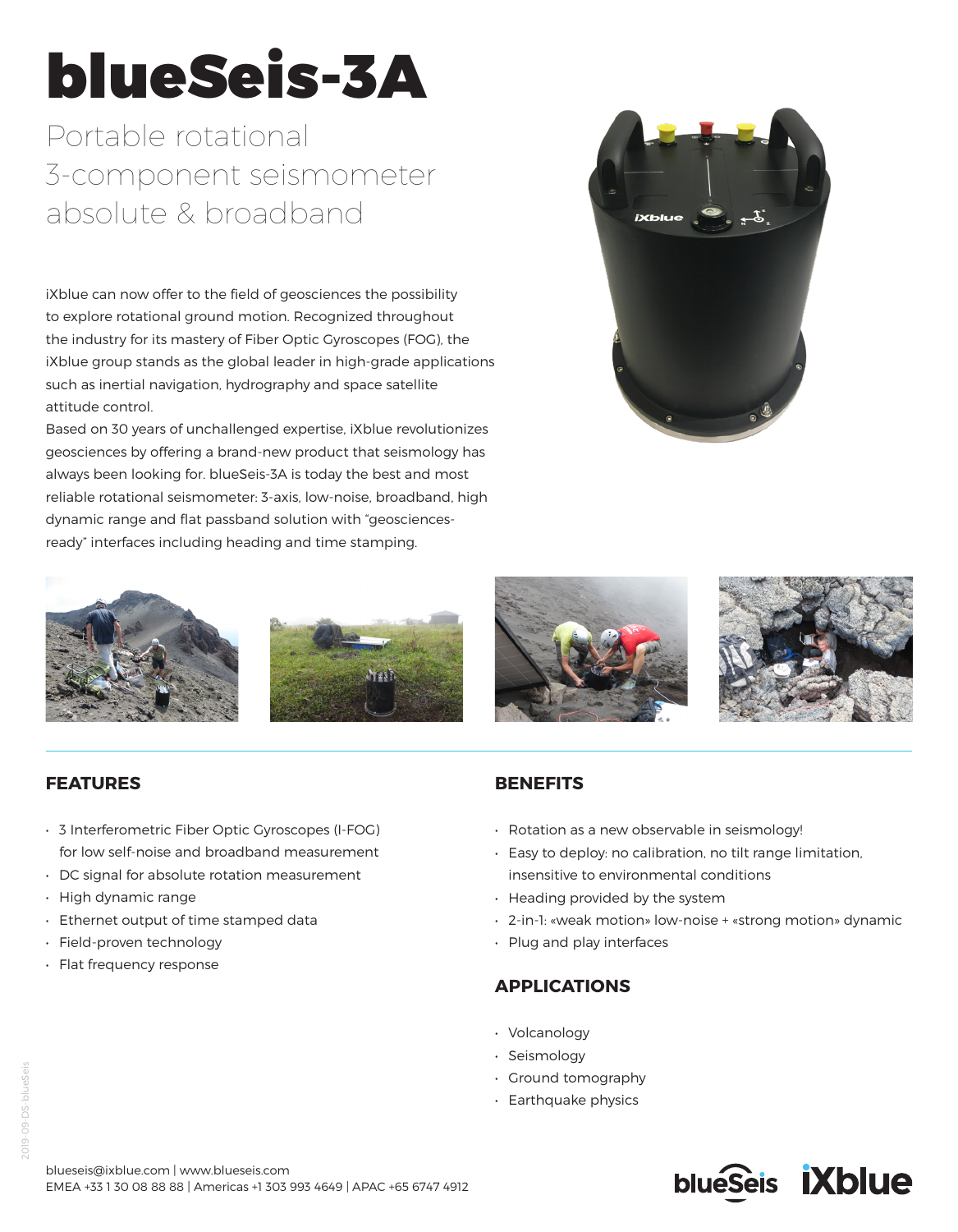# blueSeis-3A

## Portable rotational 3-component seismometer absolute & broadband

iXblue can now offer to the field of geosciences the possibility to explore rotational ground motion. Recognized throughout the industry for its mastery of Fiber Optic Gyroscopes (FOG), the iXblue group stands as the global leader in high-grade applications such as inertial navigation, hydrography and space satellite attitude control.

Based on 30 years of unchallenged expertise, iXblue revolutionizes geosciences by offering a brand-new product that seismology has always been looking for. blueSeis-3A is today the best and most reliable rotational seismometer: 3-axis, low-noise, broadband, high dynamic range and flat passband solution with "geosciences-ready" interfaces including heading and time stamping.

## FEATURES

- 3 Interferometric Fiber Optic Gyroscopes (I-FOG) for low self-noise and broadband measurement
- DC signal for absolute rotation measurement
- High dynamic range
- Ethernet output of time stamped data
- Field-proven technology
- Flat frequency response

## BENEFITS

- Rotation as a new observable in seismology!
- Easy to deploy: no calibration, no tilt range limitation, insensitive to environmental conditions
- Heading provided by the system
- 2-in-1: «weak motion» low-noise + «strong motion» dynamic
- Plug and play interfaces

## APPLICATIONS

- Volcanology
- Seismology
- Ground tomography
- Earthquake physics

blueseis@ixblue.com | www.blueseis.com
EMEA +33 1 30 08 88 88 | Americas +1 303 993 4649 | APAC +65 6747 4912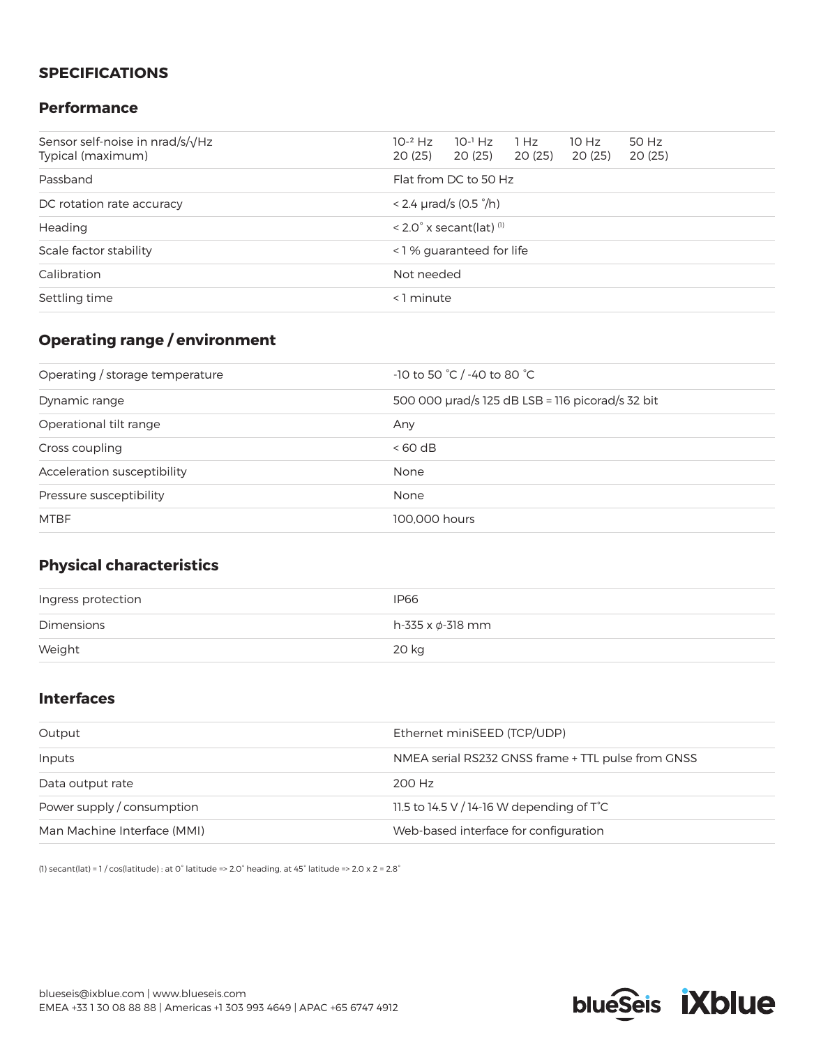## SPECIFICATIONS

### Performance

| | | | | | |
|---|---|---|---|---|---|
| Sensor self-noise in nrad/s/√Hz | $10^{-2}$ Hz | $10^{-1}$ Hz | 1 Hz | 10 Hz | 50 Hz |
| Typical (maximum) | 20 (25) | 20 (25) | 20 (25) | 20 (25) | 20 (25) |
| Passband | Flat from DC to 50 Hz | | | | |
| DC rotation rate accuracy | < 2.4 µrad/s (0.5 °/h) | | | | |
| Heading | < 2.0° x secant(lat) [1] | | | | |
| Scale factor stability | < 1 % guaranteed for life | | | | |
| Calibration | Not needed | | | | |
| Settling time | < 1 minute | | | | |

### Operating range / environment

| | |
|---|---|
| Operating / storage temperature | -10 to 50 °C / -40 to 80 °C |
| Dynamic range | 500 000 µrad/s 125 dB LSB = 116 picorad/s 32 bit |
| Operational tilt range | Any |
| Cross coupling | < 60 dB |
| Acceleration susceptibility | None |
| Pressure susceptibility | None |
| MTBF | 100,000 hours |

### Physical characteristics

| | |
|---|---|
| Ingress protection | IP66 |
| Dimensions | h-335 x ϕ-318 mm |
| Weight | 20 kg |

### Interfaces

| | |
|---|---|
| Output | Ethernet miniSEED (TCP/UDP) |
| Inputs | NMEA serial RS232 GNSS frame + TTL pulse from GNSS |
| Data output rate | 200 Hz |
| Power supply / consumption | 11.5 to 14.5 V / 14-16 W depending of T°C |
| Man Machine Interface (MMI) | Web-based interface for configuration |

(1) secant(lat) = 1 / cos(latitude) : at 0° latitude => 2.0° heading, at 45° latitude => 2.0 x 2 = 2.8°

blueseis@ixblue.com | www.blueseis.com
EMEA +33 1 30 08 88 88 | Americas +1 303 993 4649 | APAC +65 6747 4912

blueSeis iXblue